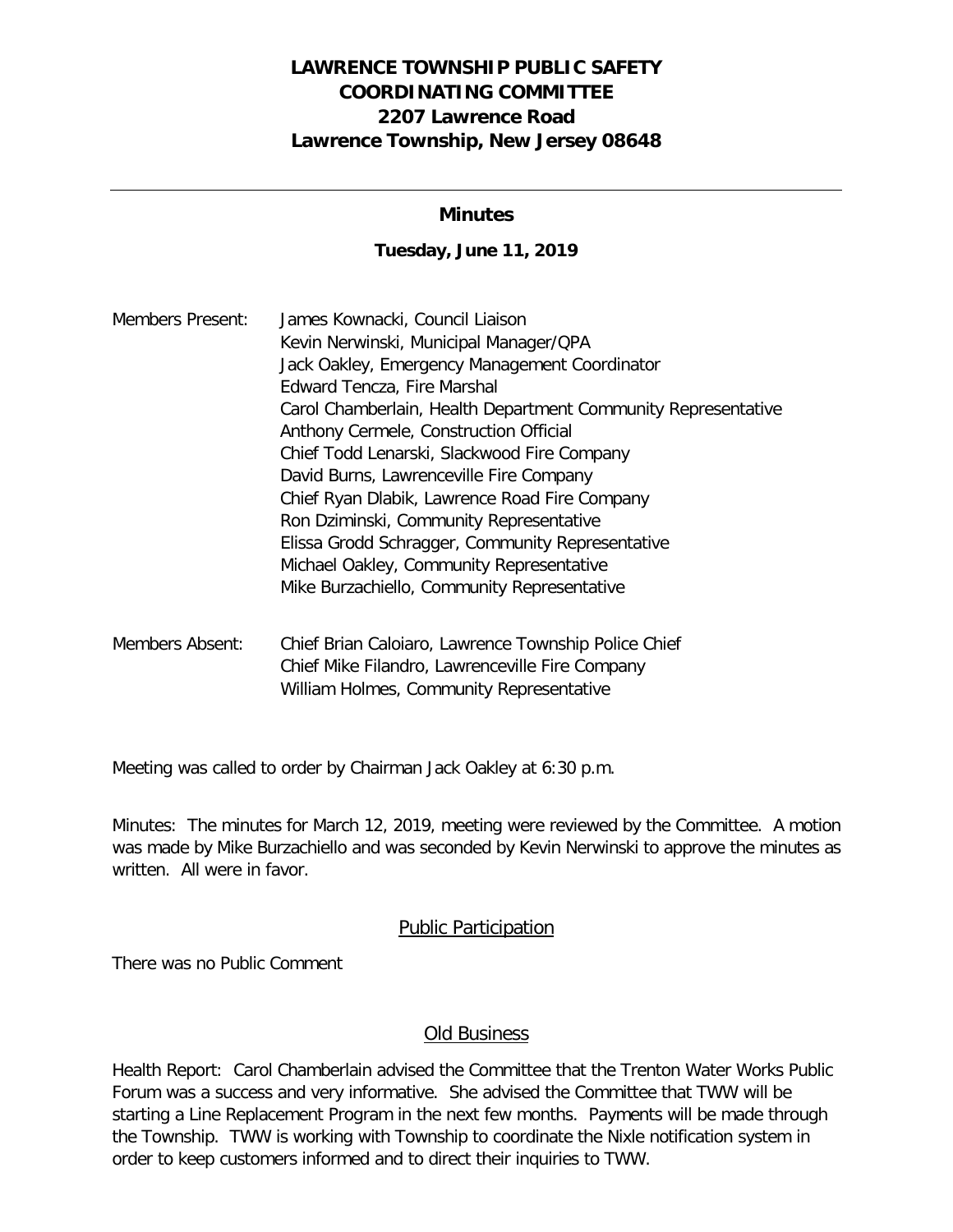# LAWRENCE TOWNSHIP PUBLIC SAFETY COORDINATING COMMITTEE
## 2207 Lawrence Road
## Lawrence Township, New Jersey 08648

---

### Minutes

**Tuesday, June 11, 2019**

Members Present:
- James Kownacki, Council Liaison
- Kevin Nerwinski, Municipal Manager/QPA
- Jack Oakley, Emergency Management Coordinator
- Edward Tencza, Fire Marshal
- Carol Chamberlain, Health Department Community Representative
- Anthony Cermele, Construction Official
- Chief Todd Lenarski, Slackwood Fire Company
- David Burns, Lawrenceville Fire Company
- Chief Ryan Dlabik, Lawrence Road Fire Company
- Ron Dziminski, Community Representative
- Elissa Grodd Schragger, Community Representative
- Michael Oakley, Community Representative
- Mike Burzachiello, Community Representative

Members Absent:
- Chief Brian Caloiaro, Lawrence Township Police Chief
- Chief Mike Filandro, Lawrenceville Fire Company
- William Holmes, Community Representative

Meeting was called to order by Chairman Jack Oakley at 6:30 p.m.

Minutes: The minutes for March 12, 2019, meeting were reviewed by the Committee. A motion was made by Mike Burzachiello and was seconded by Kevin Nerwinski to approve the minutes as written. All were in favor.

## Public Participation

There was no Public Comment

## Old Business

Health Report: Carol Chamberlain advised the Committee that the Trenton Water Works Public Forum was a success and very informative. She advised the Committee that TWW will be starting a Line Replacement Program in the next few months. Payments will be made through the Township. TWW is working with Township to coordinate the Nixle notification system in order to keep customers informed and to direct their inquiries to TWW.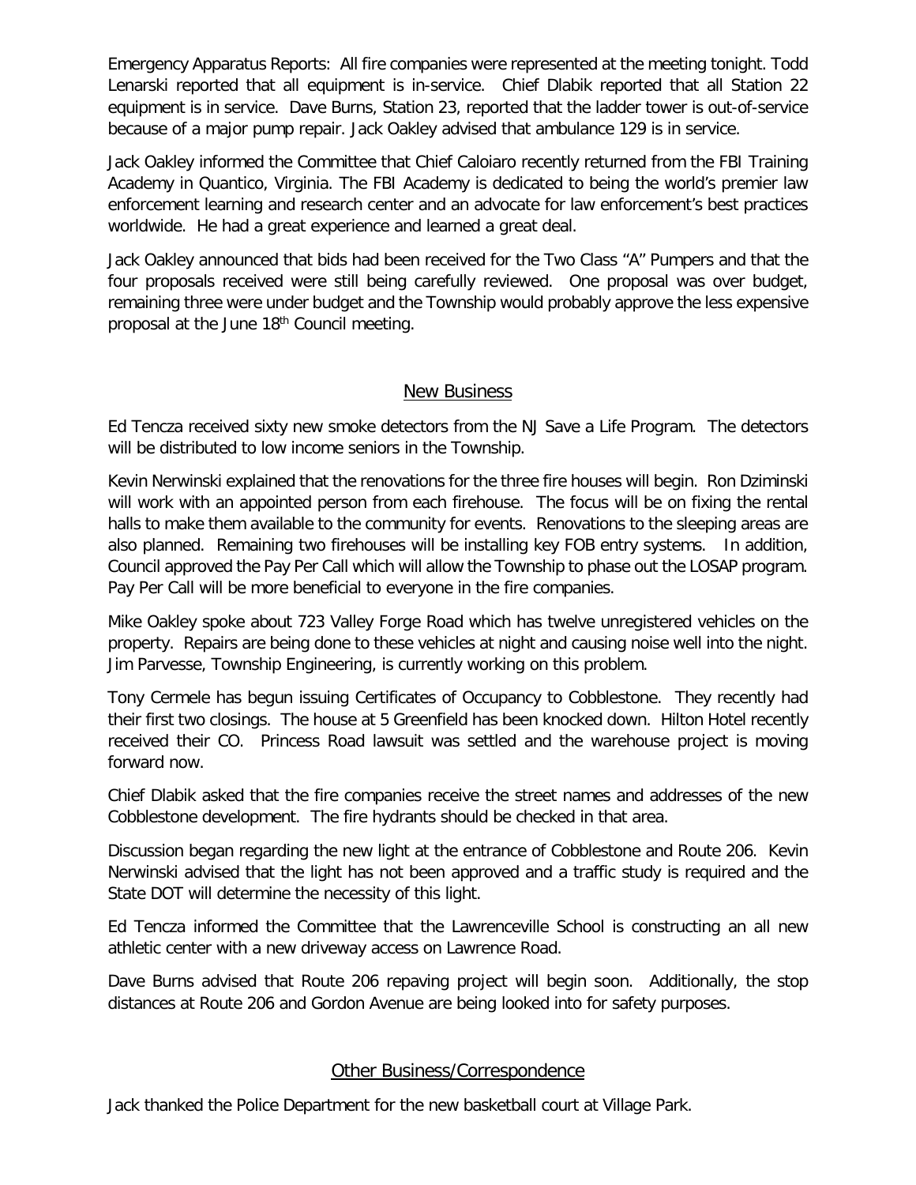Emergency Apparatus Reports: All fire companies were represented at the meeting tonight. Todd Lenarski reported that all equipment is in-service. Chief Dlabik reported that all Station 22 equipment is in service. Dave Burns, Station 23, reported that the ladder tower is out-of-service because of a major pump repair. Jack Oakley advised that ambulance 129 is in service.

Jack Oakley informed the Committee that Chief Caloiaro recently returned from the FBI Training Academy in Quantico, Virginia. The FBI Academy is dedicated to being the world's premier law enforcement learning and research center and an advocate for law enforcement's best practices worldwide. He had a great experience and learned a great deal.

Jack Oakley announced that bids had been received for the Two Class "A" Pumpers and that the four proposals received were still being carefully reviewed. One proposal was over budget, remaining three were under budget and the Township would probably approve the less expensive proposal at the June 18th Council meeting.

## New Business

Ed Tencza received sixty new smoke detectors from the NJ Save a Life Program. The detectors will be distributed to low income seniors in the Township.

Kevin Nerwinski explained that the renovations for the three fire houses will begin. Ron Dziminski will work with an appointed person from each firehouse. The focus will be on fixing the rental halls to make them available to the community for events. Renovations to the sleeping areas are also planned. Remaining two firehouses will be installing key FOB entry systems. In addition, Council approved the Pay Per Call which will allow the Township to phase out the LOSAP program. Pay Per Call will be more beneficial to everyone in the fire companies.

Mike Oakley spoke about 723 Valley Forge Road which has twelve unregistered vehicles on the property. Repairs are being done to these vehicles at night and causing noise well into the night. Jim Parvesse, Township Engineering, is currently working on this problem.

Tony Cermele has begun issuing Certificates of Occupancy to Cobblestone. They recently had their first two closings. The house at 5 Greenfield has been knocked down. Hilton Hotel recently received their CO. Princess Road lawsuit was settled and the warehouse project is moving forward now.

Chief Dlabik asked that the fire companies receive the street names and addresses of the new Cobblestone development. The fire hydrants should be checked in that area.

Discussion began regarding the new light at the entrance of Cobblestone and Route 206. Kevin Nerwinski advised that the light has not been approved and a traffic study is required and the State DOT will determine the necessity of this light.

Ed Tencza informed the Committee that the Lawrenceville School is constructing an all new athletic center with a new driveway access on Lawrence Road.

Dave Burns advised that Route 206 repaving project will begin soon. Additionally, the stop distances at Route 206 and Gordon Avenue are being looked into for safety purposes.

## Other Business/Correspondence

Jack thanked the Police Department for the new basketball court at Village Park.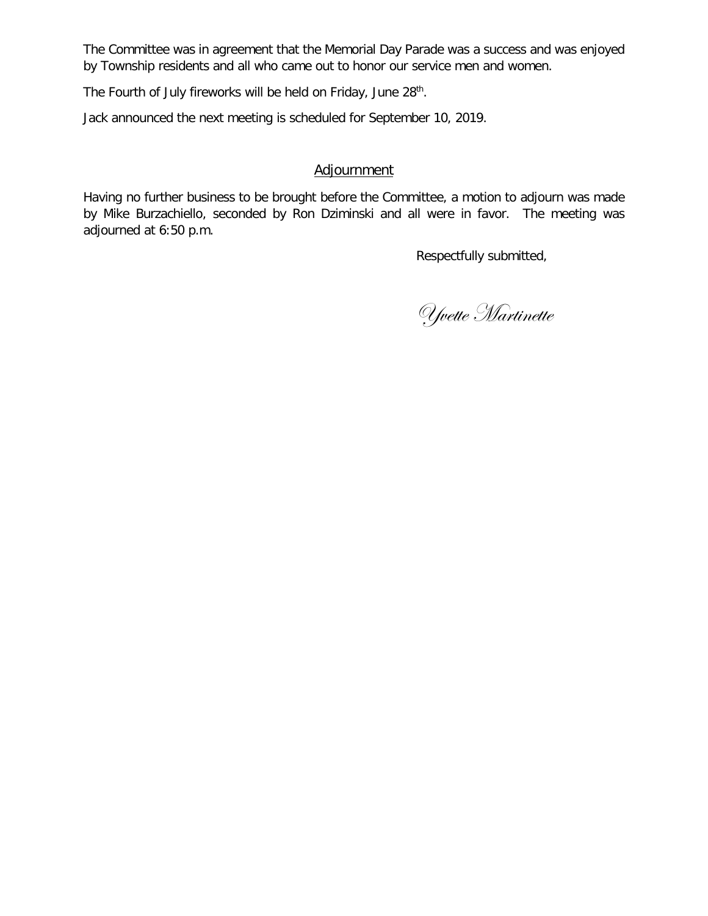The Committee was in agreement that the Memorial Day Parade was a success and was enjoyed by Township residents and all who came out to honor our service men and women.

The Fourth of July fireworks will be held on Friday, June 28th.

Jack announced the next meeting is scheduled for September 10, 2019.

## Adjournment

Having no further business to be brought before the Committee, a motion to adjourn was made by Mike Burzachiello, seconded by Ron Dziminski and all were in favor. The meeting was adjourned at 6:50 p.m.

Respectfully submitted,

*Yvette Martinette*